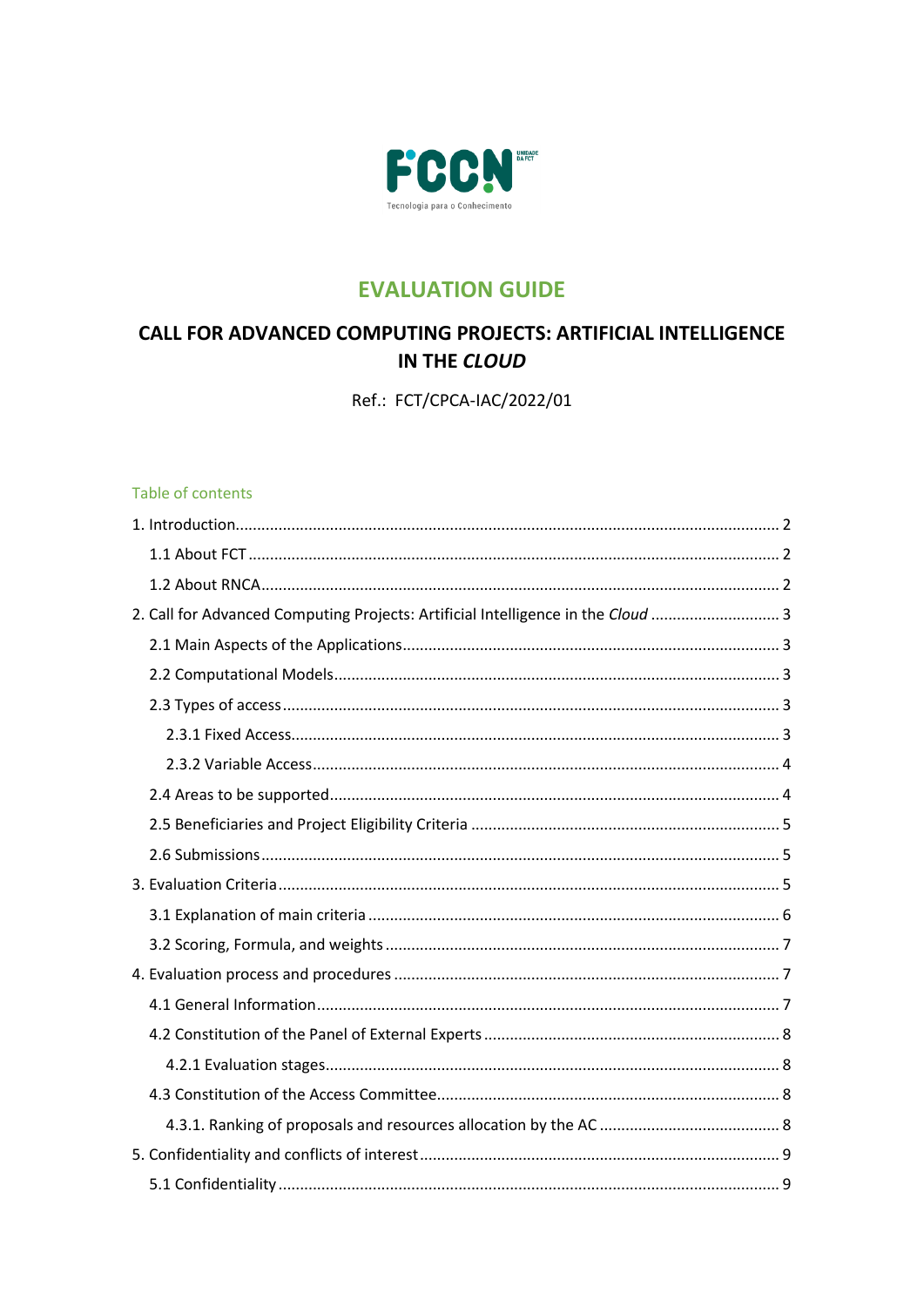FCCN Unidade da FCT
Tecnologia para o Conhecimento

# EVALUATION GUIDE

## CALL FOR ADVANCED COMPUTING PROJECTS: ARTIFICIAL INTELLIGENCE IN THE *CLOUD*

Ref.: FCT/CPCA-IAC/2022/01

### Table of contents

1. Introduction ... 2
   - 1.1 About FCT ... 2
   - 1.2 About RNCA ... 2
2. Call for Advanced Computing Projects: Artificial Intelligence in the *Cloud* ... 3
   - 2.1 Main Aspects of the Applications ... 3
   - 2.2 Computational Models ... 3
   - 2.3 Types of access ... 3
     - 2.3.1 Fixed Access ... 3
     - 2.3.2 Variable Access ... 4
   - 2.4 Areas to be supported ... 4
   - 2.5 Beneficiaries and Project Eligibility Criteria ... 5
   - 2.6 Submissions ... 5
3. Evaluation Criteria ... 5
   - 3.1 Explanation of main criteria ... 6
   - 3.2 Scoring, Formula, and weights ... 7
4. Evaluation process and procedures ... 7
   - 4.1 General Information ... 7
   - 4.2 Constitution of the Panel of External Experts ... 8
     - 4.2.1 Evaluation stages ... 8
   - 4.3 Constitution of the Access Committee ... 8
     - 4.3.1. Ranking of proposals and resources allocation by the AC ... 8
5. Confidentiality and conflicts of interest ... 9
   - 5.1 Confidentiality ... 9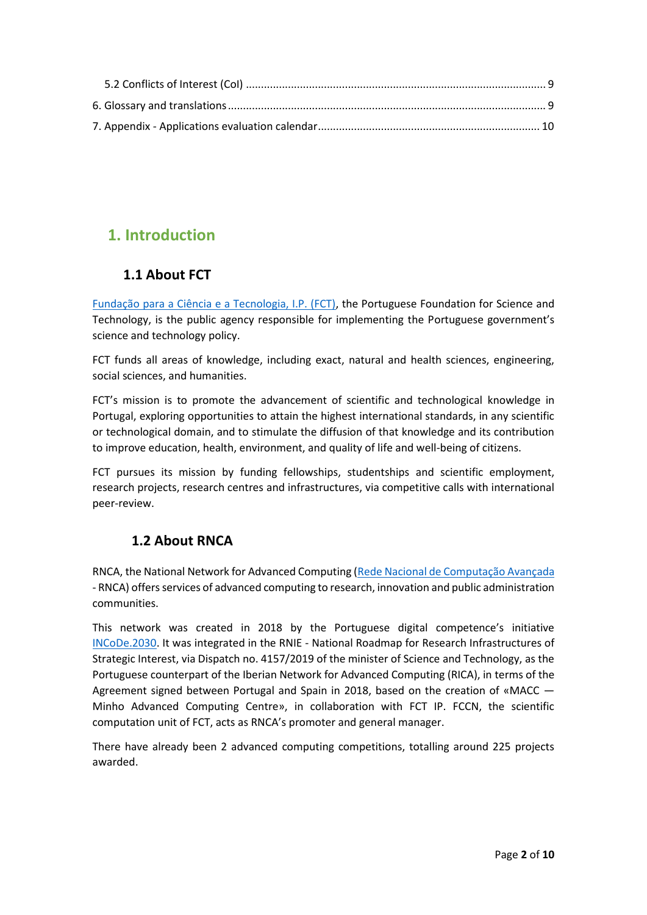5.2 Conflicts of Interest (CoI) .................................................................................................. 9

6. Glossary and translations ......................................................................................................... 9

7. Appendix - Applications evaluation calendar ......................................................................... 10

# 1. Introduction

## 1.1 About FCT

Fundação para a Ciência e a Tecnologia, I.P. (FCT), the Portuguese Foundation for Science and Technology, is the public agency responsible for implementing the Portuguese government's science and technology policy.

FCT funds all areas of knowledge, including exact, natural and health sciences, engineering, social sciences, and humanities.

FCT's mission is to promote the advancement of scientific and technological knowledge in Portugal, exploring opportunities to attain the highest international standards, in any scientific or technological domain, and to stimulate the diffusion of that knowledge and its contribution to improve education, health, environment, and quality of life and well-being of citizens.

FCT pursues its mission by funding fellowships, studentships and scientific employment, research projects, research centres and infrastructures, via competitive calls with international peer-review.

## 1.2 About RNCA

RNCA, the National Network for Advanced Computing (Rede Nacional de Computação Avançada - RNCA) offers services of advanced computing to research, innovation and public administration communities.

This network was created in 2018 by the Portuguese digital competence's initiative INCoDe.2030. It was integrated in the RNIE - National Roadmap for Research Infrastructures of Strategic Interest, via Dispatch no. 4157/2019 of the minister of Science and Technology, as the Portuguese counterpart of the Iberian Network for Advanced Computing (RICA), in terms of the Agreement signed between Portugal and Spain in 2018, based on the creation of «MACC — Minho Advanced Computing Centre», in collaboration with FCT IP. FCCN, the scientific computation unit of FCT, acts as RNCA's promoter and general manager.

There have already been 2 advanced computing competitions, totalling around 225 projects awarded.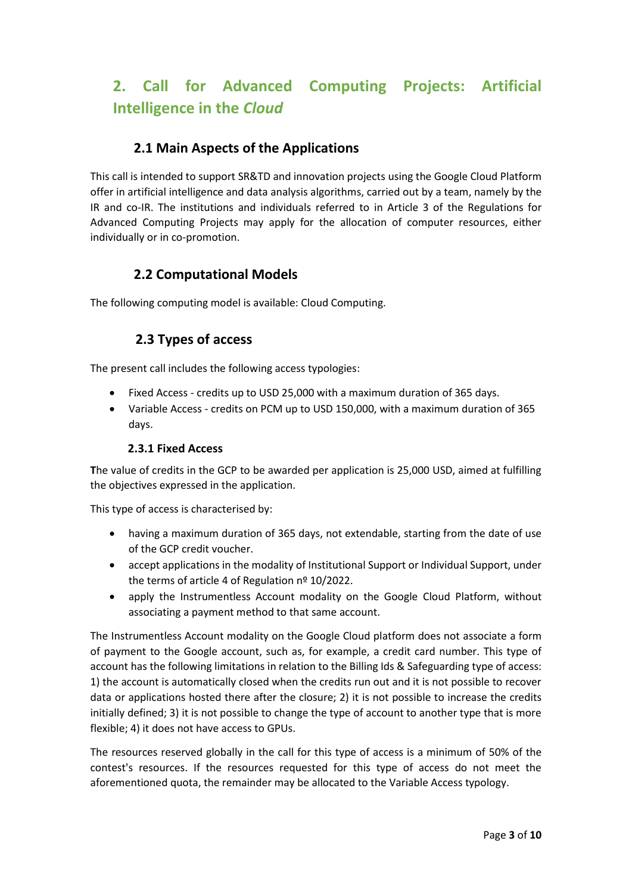## 2. Call for Advanced Computing Projects: Artificial Intelligence in the *Cloud*

### 2.1 Main Aspects of the Applications

This call is intended to support SR&TD and innovation projects using the Google Cloud Platform offer in artificial intelligence and data analysis algorithms, carried out by a team, namely by the IR and co-IR. The institutions and individuals referred to in Article 3 of the Regulations for Advanced Computing Projects may apply for the allocation of computer resources, either individually or in co-promotion.

### 2.2 Computational Models

The following computing model is available: Cloud Computing.

### 2.3 Types of access

The present call includes the following access typologies:

- Fixed Access - credits up to USD 25,000 with a maximum duration of 365 days.
- Variable Access - credits on PCM up to USD 150,000, with a maximum duration of 365 days.

#### 2.3.1 Fixed Access

**T**he value of credits in the GCP to be awarded per application is 25,000 USD, aimed at fulfilling the objectives expressed in the application.

This type of access is characterised by:

- having a maximum duration of 365 days, not extendable, starting from the date of use of the GCP credit voucher.
- accept applications in the modality of Institutional Support or Individual Support, under the terms of article 4 of Regulation nº 10/2022.
- apply the Instrumentless Account modality on the Google Cloud Platform, without associating a payment method to that same account.

The Instrumentless Account modality on the Google Cloud platform does not associate a form of payment to the Google account, such as, for example, a credit card number. This type of account has the following limitations in relation to the Billing Ids & Safeguarding type of access: 1) the account is automatically closed when the credits run out and it is not possible to recover data or applications hosted there after the closure; 2) it is not possible to increase the credits initially defined; 3) it is not possible to change the type of account to another type that is more flexible; 4) it does not have access to GPUs.

The resources reserved globally in the call for this type of access is a minimum of 50% of the contest's resources. If the resources requested for this type of access do not meet the aforementioned quota, the remainder may be allocated to the Variable Access typology.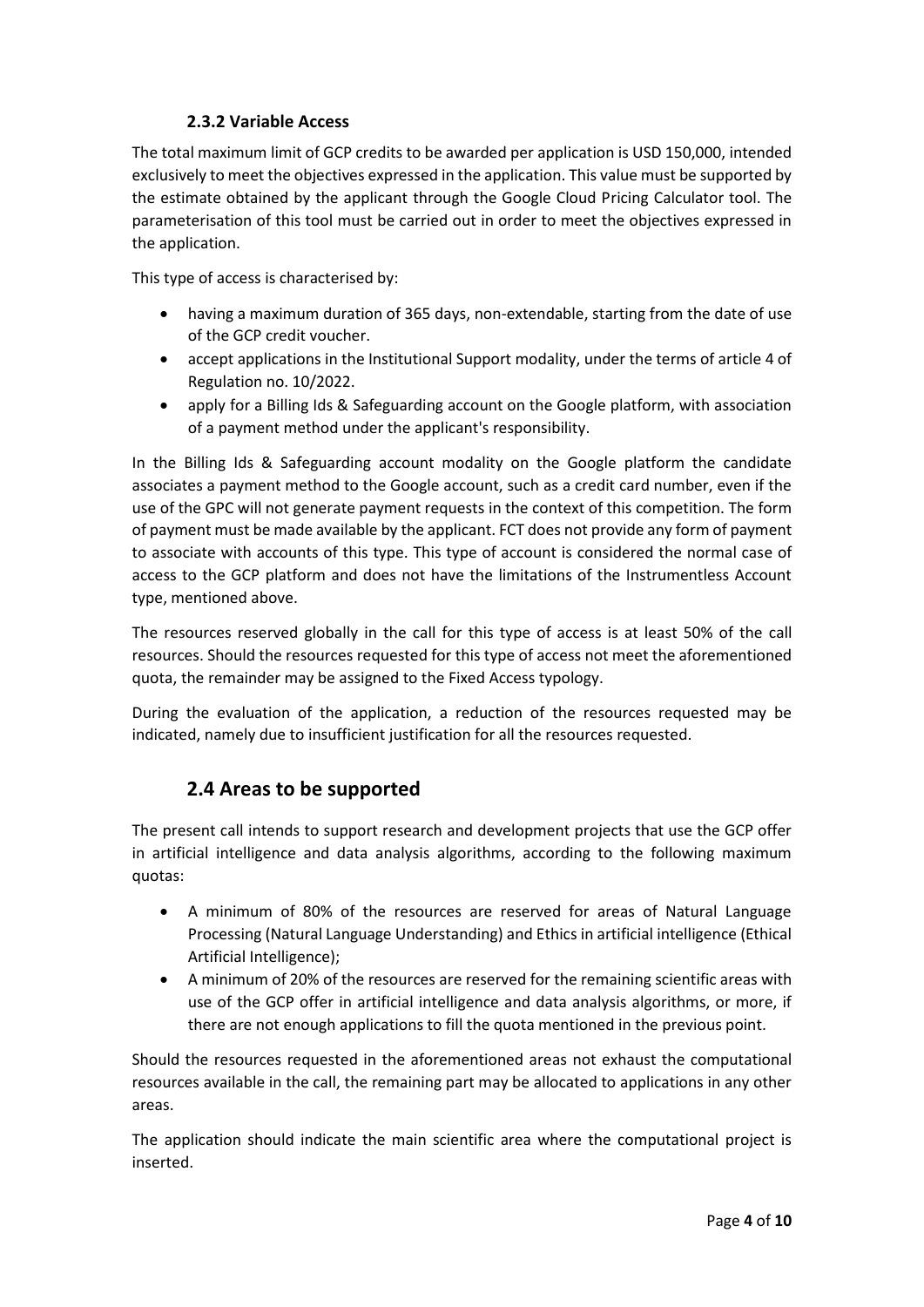### 2.3.2 Variable Access

The total maximum limit of GCP credits to be awarded per application is USD 150,000, intended exclusively to meet the objectives expressed in the application. This value must be supported by the estimate obtained by the applicant through the Google Cloud Pricing Calculator tool. The parameterisation of this tool must be carried out in order to meet the objectives expressed in the application.

This type of access is characterised by:

- having a maximum duration of 365 days, non-extendable, starting from the date of use of the GCP credit voucher.
- accept applications in the Institutional Support modality, under the terms of article 4 of Regulation no. 10/2022.
- apply for a Billing Ids & Safeguarding account on the Google platform, with association of a payment method under the applicant's responsibility.

In the Billing Ids & Safeguarding account modality on the Google platform the candidate associates a payment method to the Google account, such as a credit card number, even if the use of the GPC will not generate payment requests in the context of this competition. The form of payment must be made available by the applicant. FCT does not provide any form of payment to associate with accounts of this type. This type of account is considered the normal case of access to the GCP platform and does not have the limitations of the Instrumentless Account type, mentioned above.

The resources reserved globally in the call for this type of access is at least 50% of the call resources. Should the resources requested for this type of access not meet the aforementioned quota, the remainder may be assigned to the Fixed Access typology.

During the evaluation of the application, a reduction of the resources requested may be indicated, namely due to insufficient justification for all the resources requested.

## 2.4 Areas to be supported

The present call intends to support research and development projects that use the GCP offer in artificial intelligence and data analysis algorithms, according to the following maximum quotas:

- A minimum of 80% of the resources are reserved for areas of Natural Language Processing (Natural Language Understanding) and Ethics in artificial intelligence (Ethical Artificial Intelligence);
- A minimum of 20% of the resources are reserved for the remaining scientific areas with use of the GCP offer in artificial intelligence and data analysis algorithms, or more, if there are not enough applications to fill the quota mentioned in the previous point.

Should the resources requested in the aforementioned areas not exhaust the computational resources available in the call, the remaining part may be allocated to applications in any other areas.

The application should indicate the main scientific area where the computational project is inserted.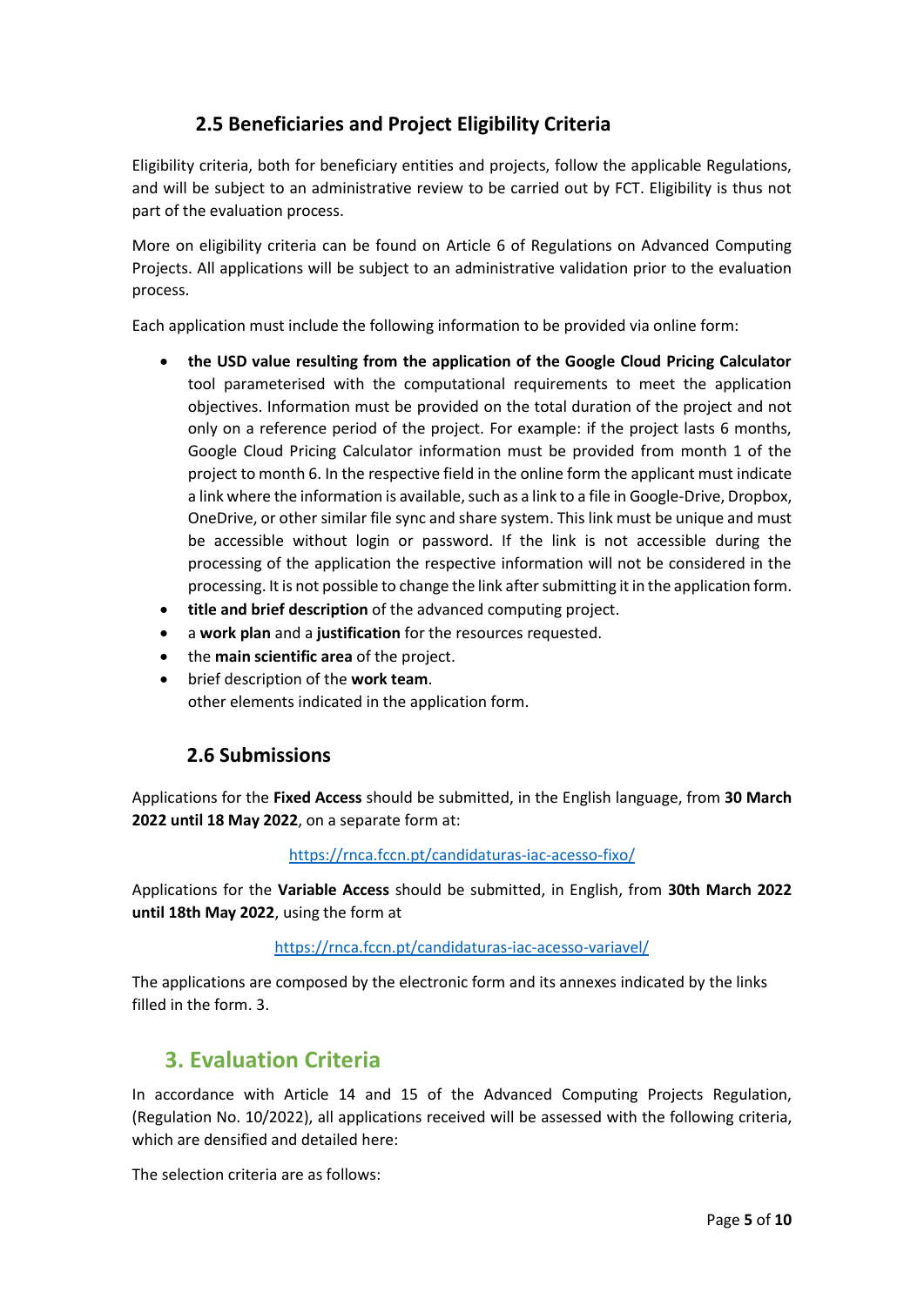### 2.5 Beneficiaries and Project Eligibility Criteria

Eligibility criteria, both for beneficiary entities and projects, follow the applicable Regulations, and will be subject to an administrative review to be carried out by FCT. Eligibility is thus not part of the evaluation process.

More on eligibility criteria can be found on Article 6 of Regulations on Advanced Computing Projects. All applications will be subject to an administrative validation prior to the evaluation process.

Each application must include the following information to be provided via online form:

- **the USD value resulting from the application of the Google Cloud Pricing Calculator** tool parameterised with the computational requirements to meet the application objectives. Information must be provided on the total duration of the project and not only on a reference period of the project. For example: if the project lasts 6 months, Google Cloud Pricing Calculator information must be provided from month 1 of the project to month 6. In the respective field in the online form the applicant must indicate a link where the information is available, such as a link to a file in Google-Drive, Dropbox, OneDrive, or other similar file sync and share system. This link must be unique and must be accessible without login or password. If the link is not accessible during the processing of the application the respective information will not be considered in the processing. It is not possible to change the link after submitting it in the application form.
- **title and brief description** of the advanced computing project.
- a **work plan** and a **justification** for the resources requested.
- the **main scientific area** of the project.
- brief description of the **work team**.
  other elements indicated in the application form.

### 2.6 Submissions

Applications for the **Fixed Access** should be submitted, in the English language, from **30 March 2022 until 18 May 2022**, on a separate form at:

https://rnca.fccn.pt/candidaturas-iac-acesso-fixo/

Applications for the **Variable Access** should be submitted, in English, from **30th March 2022 until 18th May 2022**, using the form at

https://rnca.fccn.pt/candidaturas-iac-acesso-variavel/

The applications are composed by the electronic form and its annexes indicated by the links filled in the form. 3.

## 3. Evaluation Criteria

In accordance with Article 14 and 15 of the Advanced Computing Projects Regulation, (Regulation No. 10/2022), all applications received will be assessed with the following criteria, which are densified and detailed here:

The selection criteria are as follows: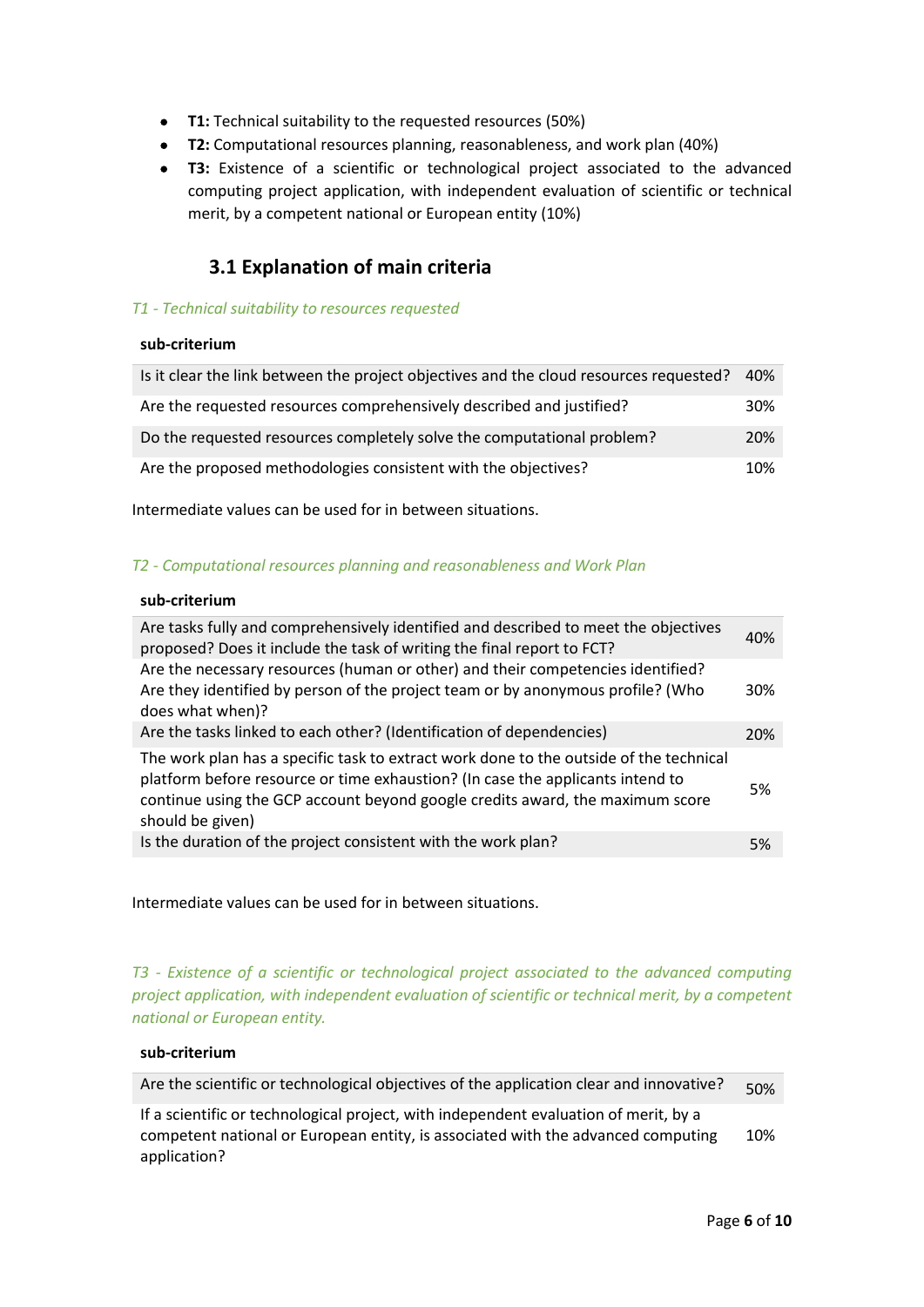- **T1:** Technical suitability to the requested resources (50%)
- **T2:** Computational resources planning, reasonableness, and work plan (40%)
- **T3:** Existence of a scientific or technological project associated to the advanced computing project application, with independent evaluation of scientific or technical merit, by a competent national or European entity (10%)

## 3.1 Explanation of main criteria

*T1 - Technical suitability to resources requested*

| sub-criterium | |
|---|---|
| Is it clear the link between the project objectives and the cloud resources requested? | 40% |
| Are the requested resources comprehensively described and justified? | 30% |
| Do the requested resources completely solve the computational problem? | 20% |
| Are the proposed methodologies consistent with the objectives? | 10% |

Intermediate values can be used for in between situations.

*T2 - Computational resources planning and reasonableness and Work Plan*

| sub-criterium | |
|---|---|
| Are tasks fully and comprehensively identified and described to meet the objectives proposed? Does it include the task of writing the final report to FCT? | 40% |
| Are the necessary resources (human or other) and their competencies identified? Are they identified by person of the project team or by anonymous profile? (Who does what when)? | 30% |
| Are the tasks linked to each other? (Identification of dependencies) | 20% |
| The work plan has a specific task to extract work done to the outside of the technical platform before resource or time exhaustion? (In case the applicants intend to continue using the GCP account beyond google credits award, the maximum score should be given) | 5% |
| Is the duration of the project consistent with the work plan? | 5% |

Intermediate values can be used for in between situations.

*T3 - Existence of a scientific or technological project associated to the advanced computing project application, with independent evaluation of scientific or technical merit, by a competent national or European entity.*

| sub-criterium | |
|---|---|
| Are the scientific or technological objectives of the application clear and innovative? | 50% |
| If a scientific or technological project, with independent evaluation of merit, by a competent national or European entity, is associated with the advanced computing application? | 10% |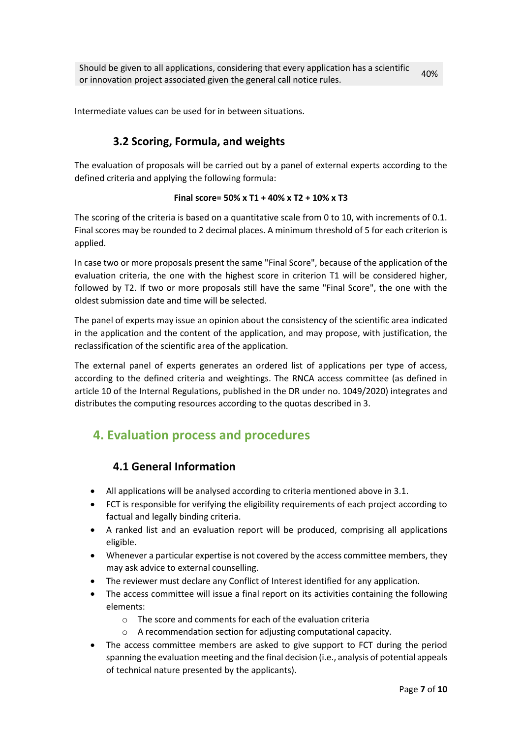| Should be given to all applications, considering that every application has a scientific or innovation project associated given the general call notice rules. | 40% |
|---|---|

Intermediate values can be used for in between situations.

### 3.2 Scoring, Formula, and weights

The evaluation of proposals will be carried out by a panel of external experts according to the defined criteria and applying the following formula:

**Final score= 50% x T1 + 40% x T2 + 10% x T3**

The scoring of the criteria is based on a quantitative scale from 0 to 10, with increments of 0.1. Final scores may be rounded to 2 decimal places. A minimum threshold of 5 for each criterion is applied.

In case two or more proposals present the same "Final Score", because of the application of the evaluation criteria, the one with the highest score in criterion T1 will be considered higher, followed by T2. If two or more proposals still have the same "Final Score", the one with the oldest submission date and time will be selected.

The panel of experts may issue an opinion about the consistency of the scientific area indicated in the application and the content of the application, and may propose, with justification, the reclassification of the scientific area of the application.

The external panel of experts generates an ordered list of applications per type of access, according to the defined criteria and weightings. The RNCA access committee (as defined in article 10 of the Internal Regulations, published in the DR under no. 1049/2020) integrates and distributes the computing resources according to the quotas described in 3.

## 4. Evaluation process and procedures

### 4.1 General Information

- All applications will be analysed according to criteria mentioned above in 3.1.
- FCT is responsible for verifying the eligibility requirements of each project according to factual and legally binding criteria.
- A ranked list and an evaluation report will be produced, comprising all applications eligible.
- Whenever a particular expertise is not covered by the access committee members, they may ask advice to external counselling.
- The reviewer must declare any Conflict of Interest identified for any application.
- The access committee will issue a final report on its activities containing the following elements:
  - The score and comments for each of the evaluation criteria
  - A recommendation section for adjusting computational capacity.
- The access committee members are asked to give support to FCT during the period spanning the evaluation meeting and the final decision (i.e., analysis of potential appeals of technical nature presented by the applicants).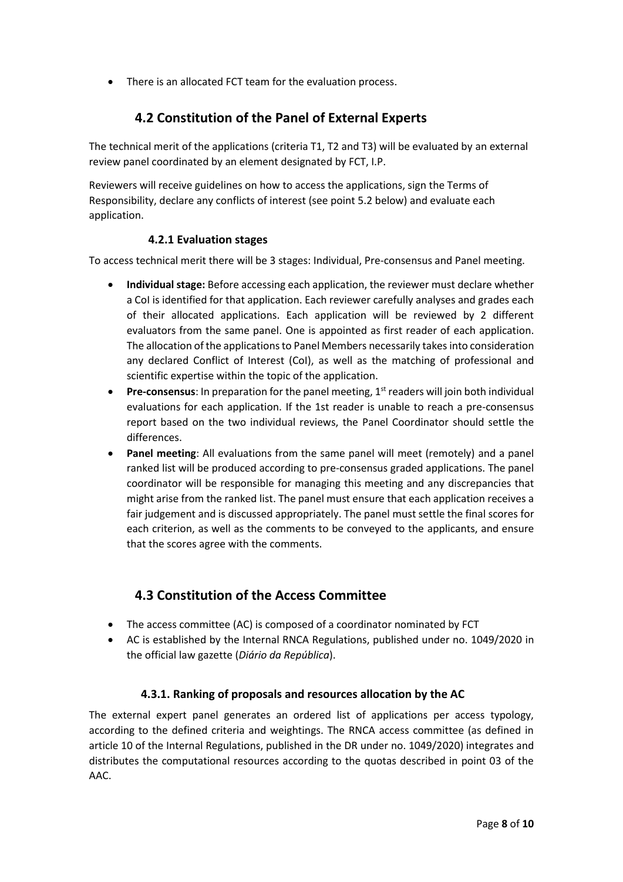- There is an allocated FCT team for the evaluation process.

## 4.2 Constitution of the Panel of External Experts

The technical merit of the applications (criteria T1, T2 and T3) will be evaluated by an external review panel coordinated by an element designated by FCT, I.P.

Reviewers will receive guidelines on how to access the applications, sign the Terms of Responsibility, declare any conflicts of interest (see point 5.2 below) and evaluate each application.

### 4.2.1 Evaluation stages

To access technical merit there will be 3 stages: Individual, Pre-consensus and Panel meeting.

- **Individual stage:** Before accessing each application, the reviewer must declare whether a CoI is identified for that application. Each reviewer carefully analyses and grades each of their allocated applications. Each application will be reviewed by 2 different evaluators from the same panel. One is appointed as first reader of each application. The allocation of the applications to Panel Members necessarily takes into consideration any declared Conflict of Interest (CoI), as well as the matching of professional and scientific expertise within the topic of the application.
- **Pre-consensus**: In preparation for the panel meeting, 1st readers will join both individual evaluations for each application. If the 1st reader is unable to reach a pre-consensus report based on the two individual reviews, the Panel Coordinator should settle the differences.
- **Panel meeting**: All evaluations from the same panel will meet (remotely) and a panel ranked list will be produced according to pre-consensus graded applications. The panel coordinator will be responsible for managing this meeting and any discrepancies that might arise from the ranked list. The panel must ensure that each application receives a fair judgement and is discussed appropriately. The panel must settle the final scores for each criterion, as well as the comments to be conveyed to the applicants, and ensure that the scores agree with the comments.

## 4.3 Constitution of the Access Committee

- The access committee (AC) is composed of a coordinator nominated by FCT
- AC is established by the Internal RNCA Regulations, published under no. 1049/2020 in the official law gazette (*Diário da República*).

### 4.3.1. Ranking of proposals and resources allocation by the AC

The external expert panel generates an ordered list of applications per access typology, according to the defined criteria and weightings. The RNCA access committee (as defined in article 10 of the Internal Regulations, published in the DR under no. 1049/2020) integrates and distributes the computational resources according to the quotas described in point 03 of the AAC.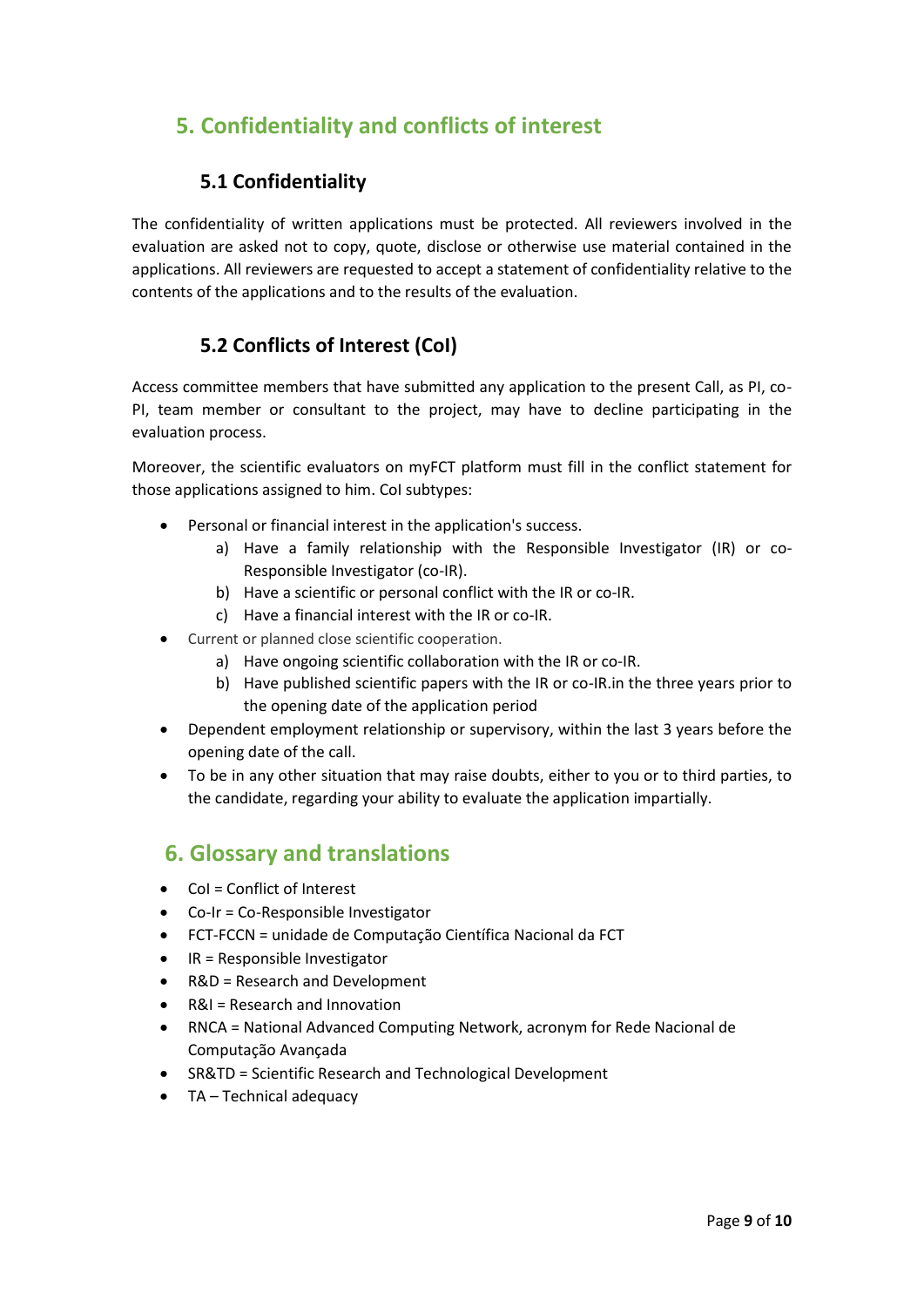## 5. Confidentiality and conflicts of interest

### 5.1 Confidentiality

The confidentiality of written applications must be protected. All reviewers involved in the evaluation are asked not to copy, quote, disclose or otherwise use material contained in the applications. All reviewers are requested to accept a statement of confidentiality relative to the contents of the applications and to the results of the evaluation.

### 5.2 Conflicts of Interest (CoI)

Access committee members that have submitted any application to the present Call, as PI, co-PI, team member or consultant to the project, may have to decline participating in the evaluation process.

Moreover, the scientific evaluators on myFCT platform must fill in the conflict statement for those applications assigned to him. CoI subtypes:

- Personal or financial interest in the application's success.
  a) Have a family relationship with the Responsible Investigator (IR) or co-Responsible Investigator (co-IR).
  b) Have a scientific or personal conflict with the IR or co-IR.
  c) Have a financial interest with the IR or co-IR.
- Current or planned close scientific cooperation.
  a) Have ongoing scientific collaboration with the IR or co-IR.
  b) Have published scientific papers with the IR or co-IR.in the three years prior to the opening date of the application period
- Dependent employment relationship or supervisory, within the last 3 years before the opening date of the call.
- To be in any other situation that may raise doubts, either to you or to third parties, to the candidate, regarding your ability to evaluate the application impartially.

## 6. Glossary and translations

- CoI = Conflict of Interest
- Co-Ir = Co-Responsible Investigator
- FCT-FCCN = unidade de Computação Científica Nacional da FCT
- IR = Responsible Investigator
- R&D = Research and Development
- R&I = Research and Innovation
- RNCA = National Advanced Computing Network, acronym for Rede Nacional de Computação Avançada
- SR&TD = Scientific Research and Technological Development
- TA – Technical adequacy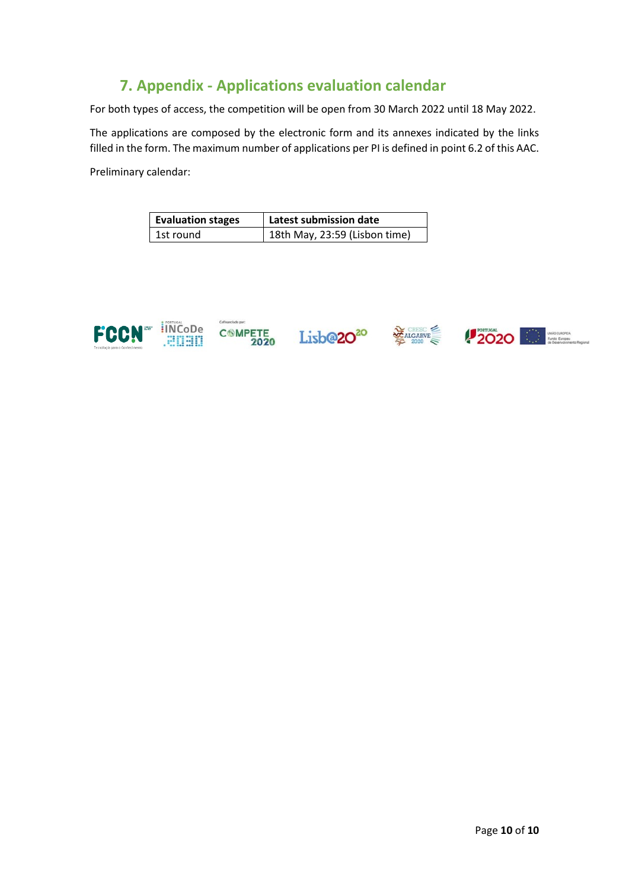## 7. Appendix - Applications evaluation calendar

For both types of access, the competition will be open from 30 March 2022 until 18 May 2022.

The applications are composed by the electronic form and its annexes indicated by the links filled in the form. The maximum number of applications per PI is defined in point 6.2 of this AAC.

Preliminary calendar:

| Evaluation stages | Latest submission date |
|---|---|
| 1st round | 18th May, 23:59 (Lisbon time) |